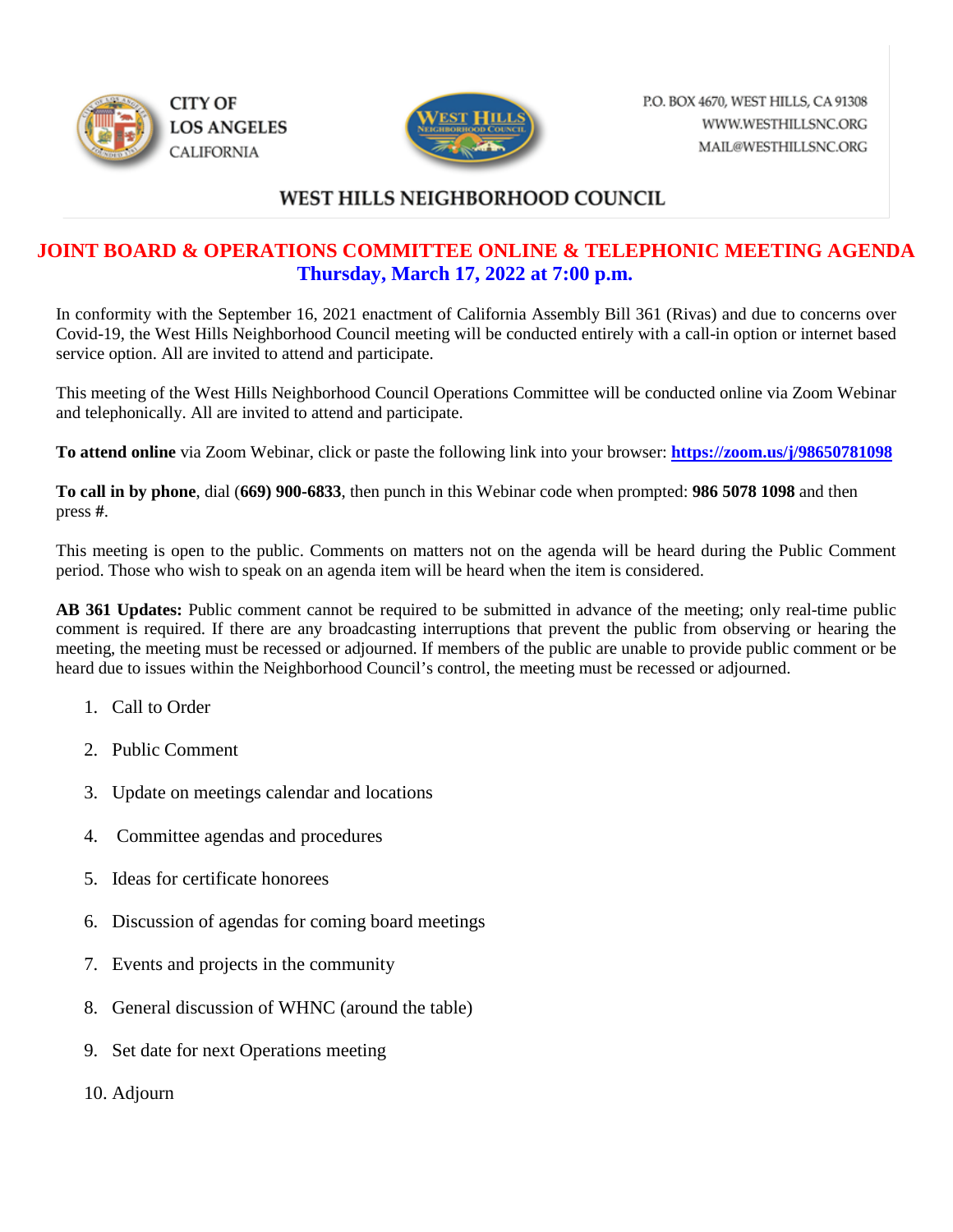CITY OF LOS ANGELES CALIFORNIA

P.O. BOX 4670, WEST HILLS, CA 91308
WWW.WESTHILLSNC.ORG
MAIL@WESTHILLSNC.ORG

# WEST HILLS NEIGHBORHOOD COUNCIL

## JOINT BOARD & OPERATIONS COMMITTEE ONLINE & TELEPHONIC MEETING AGENDA

### Thursday, March 17, 2022 at 7:00 p.m.

In conformity with the September 16, 2021 enactment of California Assembly Bill 361 (Rivas) and due to concerns over Covid-19, the West Hills Neighborhood Council meeting will be conducted entirely with a call-in option or internet based service option. All are invited to attend and participate.

This meeting of the West Hills Neighborhood Council Operations Committee will be conducted online via Zoom Webinar and telephonically. All are invited to attend and participate.

**To attend online** via Zoom Webinar, click or paste the following link into your browser: **https://zoom.us/j/98650781098**

**To call in by phone**, dial **(669) 900-6833**, then punch in this Webinar code when prompted: **986 5078 1098** and then press **#**.

This meeting is open to the public. Comments on matters not on the agenda will be heard during the Public Comment period. Those who wish to speak on an agenda item will be heard when the item is considered.

**AB 361 Updates:** Public comment cannot be required to be submitted in advance of the meeting; only real-time public comment is required. If there are any broadcasting interruptions that prevent the public from observing or hearing the meeting, the meeting must be recessed or adjourned. If members of the public are unable to provide public comment or be heard due to issues within the Neighborhood Council's control, the meeting must be recessed or adjourned.

1. Call to Order
2. Public Comment
3. Update on meetings calendar and locations
4. Committee agendas and procedures
5. Ideas for certificate honorees
6. Discussion of agendas for coming board meetings
7. Events and projects in the community
8. General discussion of WHNC (around the table)
9. Set date for next Operations meeting
10. Adjourn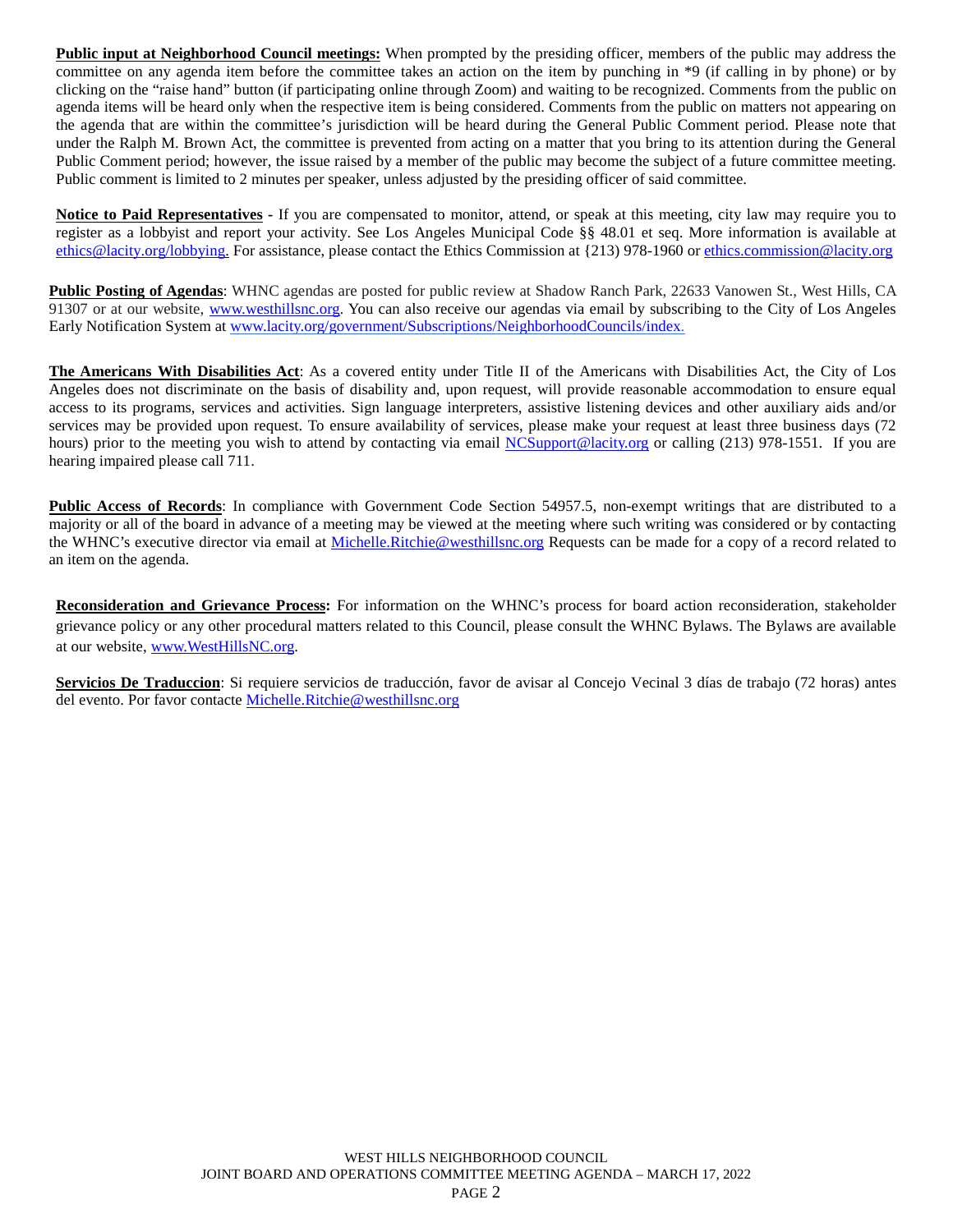**Public input at Neighborhood Council meetings:** When prompted by the presiding officer, members of the public may address the committee on any agenda item before the committee takes an action on the item by punching in *9 (if calling in by phone) or by clicking on the "raise hand" button (if participating online through Zoom) and waiting to be recognized. Comments from the public on agenda items will be heard only when the respective item is being considered. Comments from the public on matters not appearing on the agenda that are within the committee's jurisdiction will be heard during the General Public Comment period. Please note that under the Ralph M. Brown Act, the committee is prevented from acting on a matter that you bring to its attention during the General Public Comment period; however, the issue raised by a member of the public may become the subject of a future committee meeting. Public comment is limited to 2 minutes per speaker, unless adjusted by the presiding officer of said committee.

**Notice to Paid Representatives** - If you are compensated to monitor, attend, or speak at this meeting, city law may require you to register as a lobbyist and report your activity. See Los Angeles Municipal Code §§ 48.01 et seq. More information is available at ethics@lacity.org/lobbying. For assistance, please contact the Ethics Commission at {213) 978-1960 or ethics.commission@lacity.org

**Public Posting of Agendas**: WHNC agendas are posted for public review at Shadow Ranch Park, 22633 Vanowen St., West Hills, CA 91307 or at our website, www.westhillsnc.org. You can also receive our agendas via email by subscribing to the City of Los Angeles Early Notification System at www.lacity.org/government/Subscriptions/NeighborhoodCouncils/index.

**The Americans With Disabilities Act**: As a covered entity under Title II of the Americans with Disabilities Act, the City of Los Angeles does not discriminate on the basis of disability and, upon request, will provide reasonable accommodation to ensure equal access to its programs, services and activities. Sign language interpreters, assistive listening devices and other auxiliary aids and/or services may be provided upon request. To ensure availability of services, please make your request at least three business days (72 hours) prior to the meeting you wish to attend by contacting via email NCSupport@lacity.org or calling (213) 978-1551. If you are hearing impaired please call 711.

**Public Access of Records**: In compliance with Government Code Section 54957.5, non-exempt writings that are distributed to a majority or all of the board in advance of a meeting may be viewed at the meeting where such writing was considered or by contacting the WHNC's executive director via email at Michelle.Ritchie@westhillsnc.org Requests can be made for a copy of a record related to an item on the agenda.

**Reconsideration and Grievance Process:** For information on the WHNC's process for board action reconsideration, stakeholder grievance policy or any other procedural matters related to this Council, please consult the WHNC Bylaws. The Bylaws are available at our website, www.WestHillsNC.org.

**Servicios De Traduccion**: Si requiere servicios de traducción, favor de avisar al Concejo Vecinal 3 días de trabajo (72 horas) antes del evento. Por favor contacte Michelle.Ritchie@westhillsnc.org